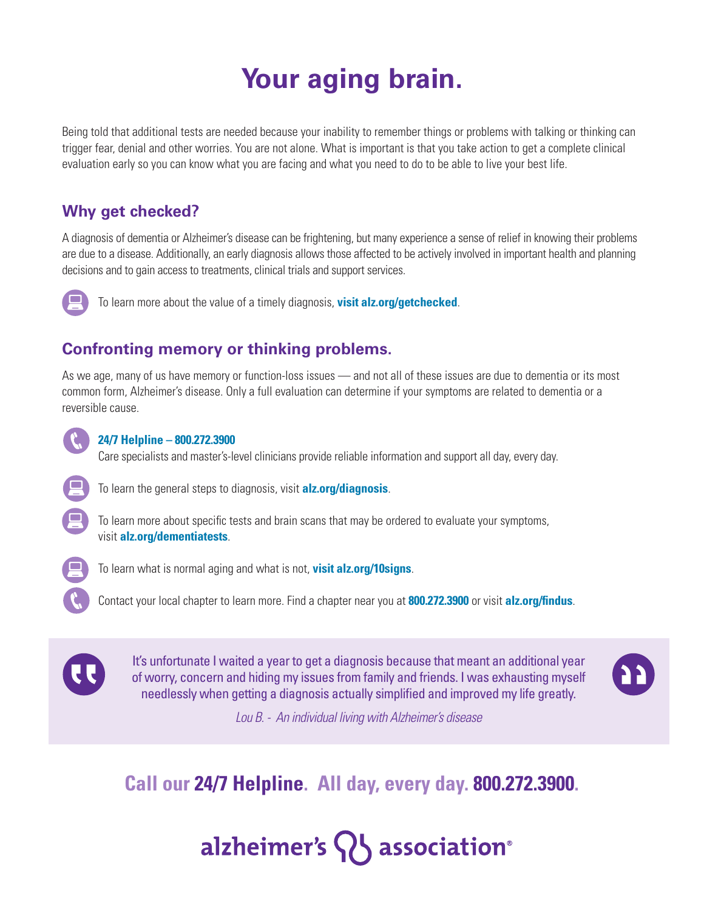# Your aging brain.

Being told that additional tests are needed because your inability to remember things or problems with talking or thinking can trigger fear, denial and other worries. You are not alone. What is important is that you take action to get a complete clinical evaluation early so you can know what you are facing and what you need to do to be able to live your best life.

## Why get checked?

A diagnosis of dementia or Alzheimer's disease can be frightening, but many experience a sense of relief in knowing their problems are due to a disease. Additionally, an early diagnosis allows those affected to be actively involved in important health and planning decisions and to gain access to treatments, clinical trials and support services.

To learn more about the value of a timely diagnosis, **visit alz.org/getchecked**.

## Confronting memory or thinking problems.

As we age, many of us have memory or function-loss issues — and not all of these issues are due to dementia or its most common form, Alzheimer's disease. Only a full evaluation can determine if your symptoms are related to dementia or a reversible cause.

**24/7 Helpline – 800.272.3900**
Care specialists and master's-level clinicians provide reliable information and support all day, every day.

To learn the general steps to diagnosis, visit **alz.org/diagnosis**.

To learn more about specific tests and brain scans that may be ordered to evaluate your symptoms, visit **alz.org/dementiatests**.

To learn what is normal aging and what is not, **visit alz.org/10signs**.

Contact your local chapter to learn more. Find a chapter near you at **800.272.3900** or visit **alz.org/findus**.

> It's unfortunate I waited a year to get a diagnosis because that meant an additional year of worry, concern and hiding my issues from family and friends. I was exhausting myself needlessly when getting a diagnosis actually simplified and improved my life greatly.
>
> *Lou B. - An individual living with Alzheimer's disease*

**Call our 24/7 Helpline. All day, every day. 800.272.3900.**

alzheimer's association®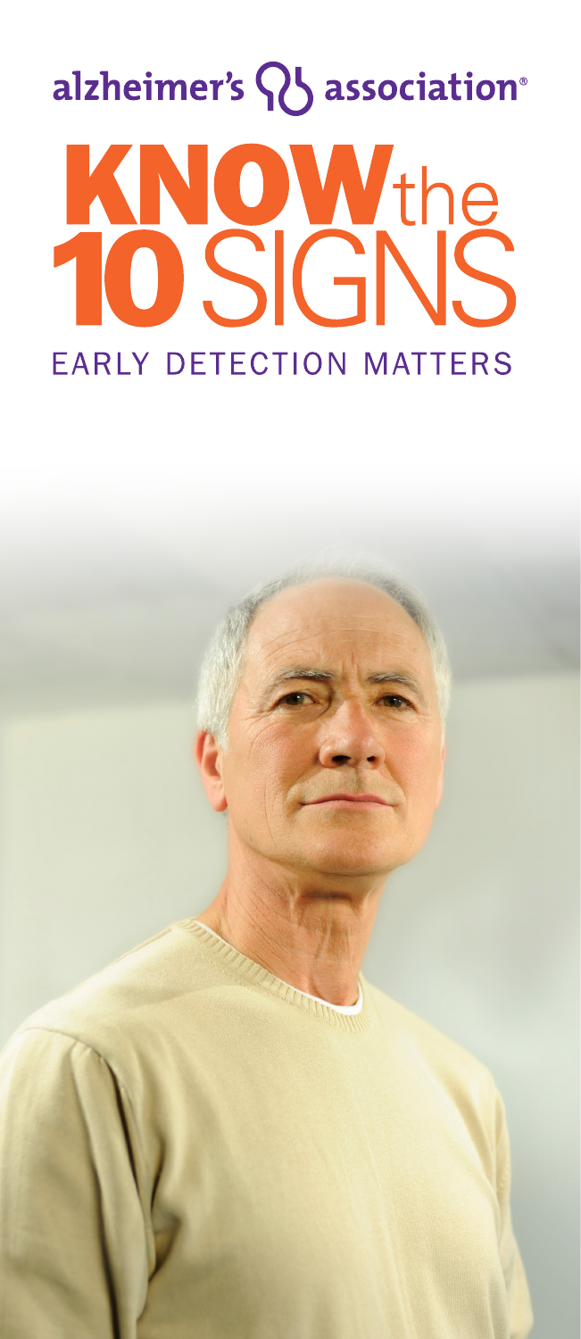alzheimer's association®

# KNOW the 10 SIGNS

## EARLY DETECTION MATTERS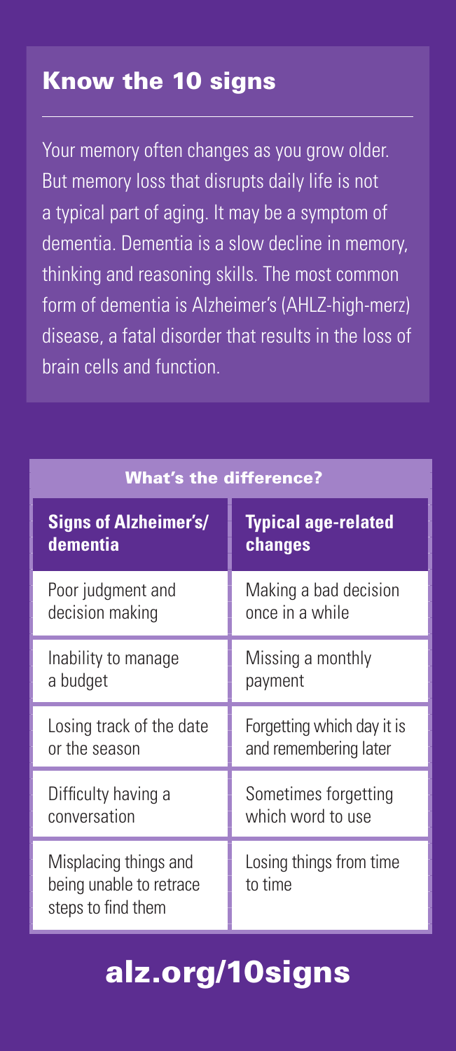## Know the 10 signs

Your memory often changes as you grow older. But memory loss that disrupts daily life is not a typical part of aging. It may be a symptom of dementia. Dementia is a slow decline in memory, thinking and reasoning skills. The most common form of dementia is Alzheimer's (AHLZ-high-merz) disease, a fatal disorder that results in the loss of brain cells and function.

| What's the difference? | |
|---|---|
| **Signs of Alzheimer's/ dementia** | **Typical age-related changes** |
| Poor judgment and decision making | Making a bad decision once in a while |
| Inability to manage a budget | Missing a monthly payment |
| Losing track of the date or the season | Forgetting which day it is and remembering later |
| Difficulty having a conversation | Sometimes forgetting which word to use |
| Misplacing things and being unable to retrace steps to find them | Losing things from time to time |

## alz.org/10signs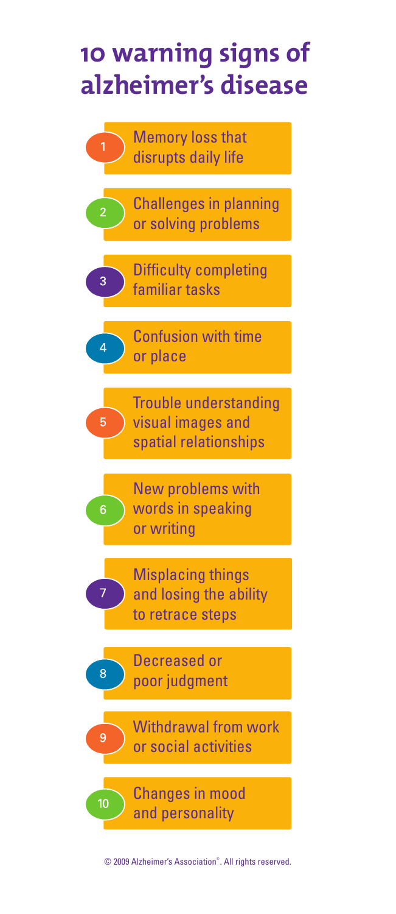# 10 warning signs of alzheimer's disease

1. Memory loss that disrupts daily life
2. Challenges in planning or solving problems
3. Difficulty completing familiar tasks
4. Confusion with time or place
5. Trouble understanding visual images and spatial relationships
6. New problems with words in speaking or writing
7. Misplacing things and losing the ability to retrace steps
8. Decreased or poor judgment
9. Withdrawal from work or social activities
10. Changes in mood and personality

© 2009 Alzheimer's Association®. All rights reserved.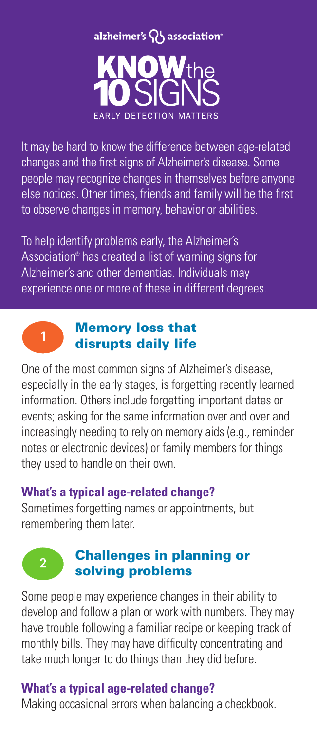alzheimer's association®

# KNOW the 10 SIGNS

EARLY DETECTION MATTERS

It may be hard to know the difference between age-related changes and the first signs of Alzheimer's disease. Some people may recognize changes in themselves before anyone else notices. Other times, friends and family will be the first to observe changes in memory, behavior or abilities.

To help identify problems early, the Alzheimer's Association® has created a list of warning signs for Alzheimer's and other dementias. Individuals may experience one or more of these in different degrees.

## 1 Memory loss that disrupts daily life

One of the most common signs of Alzheimer's disease, especially in the early stages, is forgetting recently learned information. Others include forgetting important dates or events; asking for the same information over and over and increasingly needing to rely on memory aids (e.g., reminder notes or electronic devices) or family members for things they used to handle on their own.

### What's a typical age-related change?

Sometimes forgetting names or appointments, but remembering them later.

## 2 Challenges in planning or solving problems

Some people may experience changes in their ability to develop and follow a plan or work with numbers. They may have trouble following a familiar recipe or keeping track of monthly bills. They may have difficulty concentrating and take much longer to do things than they did before.

### What's a typical age-related change?

Making occasional errors when balancing a checkbook.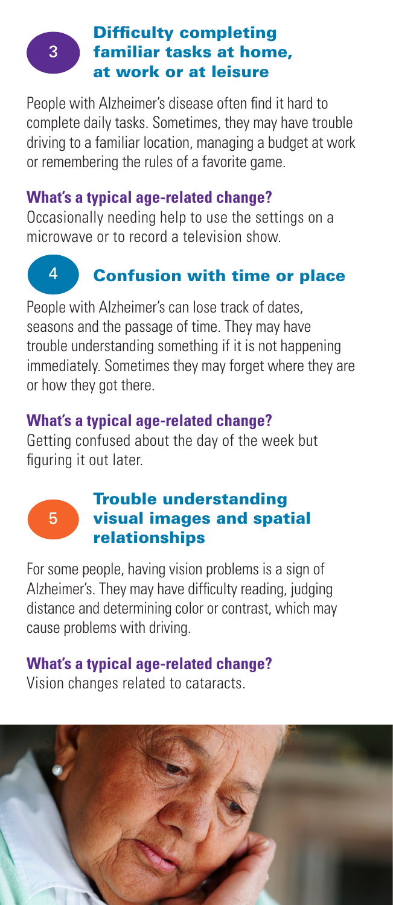## 3 Difficulty completing familiar tasks at home, at work or at leisure

People with Alzheimer's disease often find it hard to complete daily tasks. Sometimes, they may have trouble driving to a familiar location, managing a budget at work or remembering the rules of a favorite game.

**What's a typical age-related change?**

Occasionally needing help to use the settings on a microwave or to record a television show.

## 4 Confusion with time or place

People with Alzheimer's can lose track of dates, seasons and the passage of time. They may have trouble understanding something if it is not happening immediately. Sometimes they may forget where they are or how they got there.

**What's a typical age-related change?**

Getting confused about the day of the week but figuring it out later.

## 5 Trouble understanding visual images and spatial relationships

For some people, having vision problems is a sign of Alzheimer's. They may have difficulty reading, judging distance and determining color or contrast, which may cause problems with driving.

**What's a typical age-related change?**

Vision changes related to cataracts.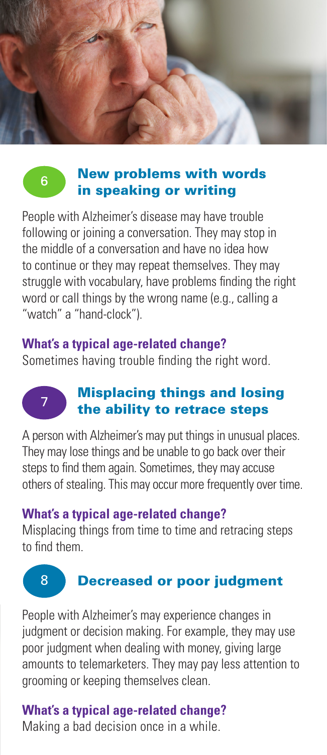## 6 New problems with words in speaking or writing

People with Alzheimer's disease may have trouble following or joining a conversation. They may stop in the middle of a conversation and have no idea how to continue or they may repeat themselves. They may struggle with vocabulary, have problems finding the right word or call things by the wrong name (e.g., calling a "watch" a "hand-clock").

**What's a typical age-related change?**

Sometimes having trouble finding the right word.

## 7 Misplacing things and losing the ability to retrace steps

A person with Alzheimer's may put things in unusual places. They may lose things and be unable to go back over their steps to find them again. Sometimes, they may accuse others of stealing. This may occur more frequently over time.

**What's a typical age-related change?**

Misplacing things from time to time and retracing steps to find them.

## 8 Decreased or poor judgment

People with Alzheimer's may experience changes in judgment or decision making. For example, they may use poor judgment when dealing with money, giving large amounts to telemarketers. They may pay less attention to grooming or keeping themselves clean.

**What's a typical age-related change?**

Making a bad decision once in a while.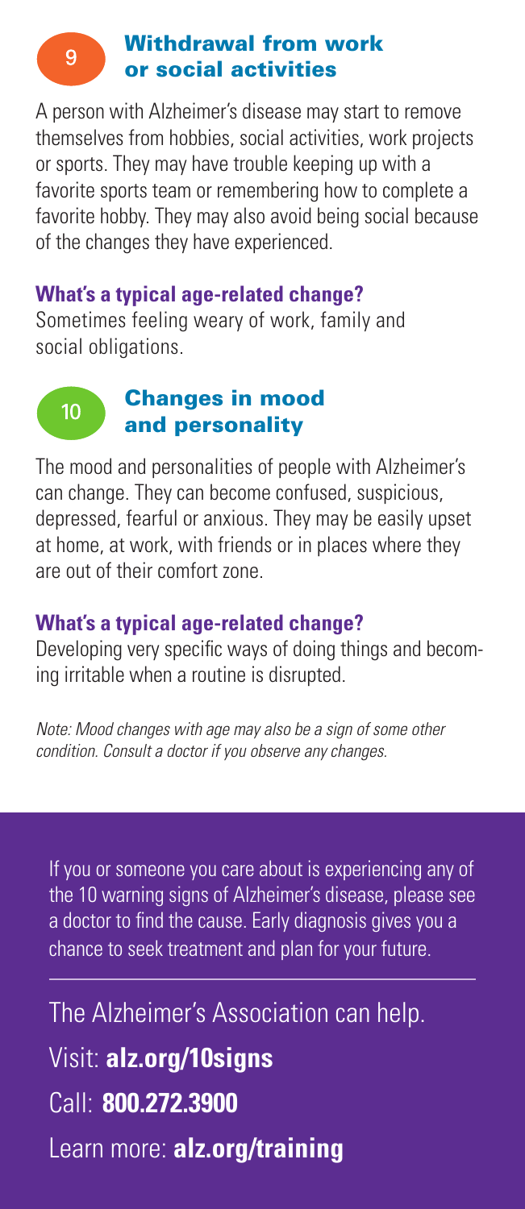## 9 Withdrawal from work or social activities

A person with Alzheimer's disease may start to remove themselves from hobbies, social activities, work projects or sports. They may have trouble keeping up with a favorite sports team or remembering how to complete a favorite hobby. They may also avoid being social because of the changes they have experienced.

**What's a typical age-related change?**

Sometimes feeling weary of work, family and social obligations.

## 10 Changes in mood and personality

The mood and personalities of people with Alzheimer's can change. They can become confused, suspicious, depressed, fearful or anxious. They may be easily upset at home, at work, with friends or in places where they are out of their comfort zone.

**What's a typical age-related change?**

Developing very specific ways of doing things and becoming irritable when a routine is disrupted.

*Note: Mood changes with age may also be a sign of some other condition. Consult a doctor if you observe any changes.*

If you or someone you care about is experiencing any of the 10 warning signs of Alzheimer's disease, please see a doctor to find the cause. Early diagnosis gives you a chance to seek treatment and plan for your future.

---

The Alzheimer's Association can help.

Visit: **alz.org/10signs**

Call: **800.272.3900**

Learn more: **alz.org/training**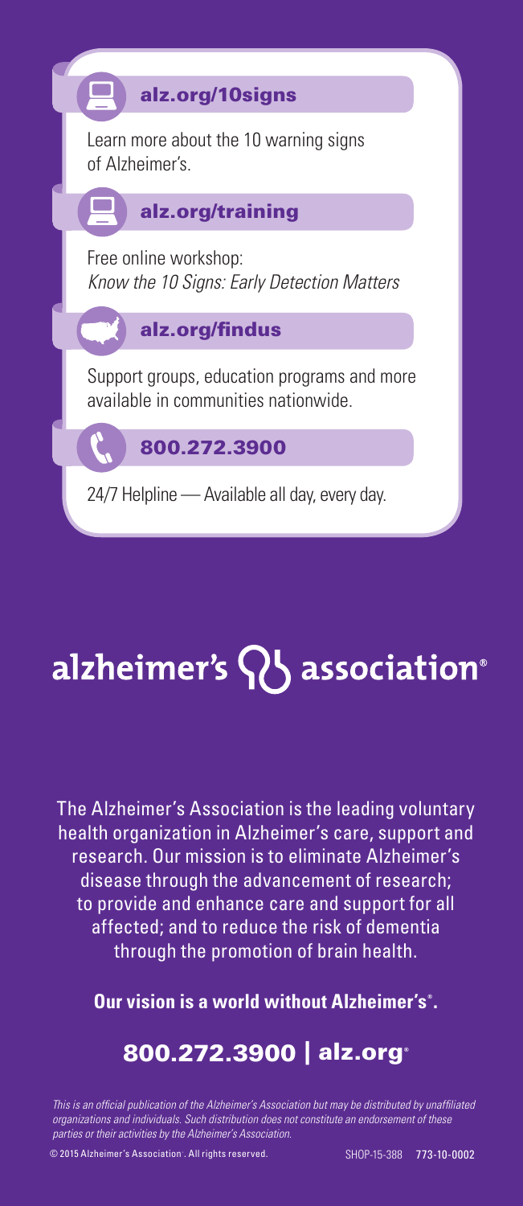### alz.org/10signs

Learn more about the 10 warning signs of Alzheimer's.

### alz.org/training

Free online workshop:
*Know the 10 Signs: Early Detection Matters*

### alz.org/findus

Support groups, education programs and more available in communities nationwide.

### 800.272.3900

24/7 Helpline — Available all day, every day.

# alzheimer's association®

The Alzheimer's Association is the leading voluntary health organization in Alzheimer's care, support and research. Our mission is to eliminate Alzheimer's disease through the advancement of research; to provide and enhance care and support for all affected; and to reduce the risk of dementia through the promotion of brain health.

**Our vision is a world without Alzheimer's®.**

## 800.272.3900 | alz.org®

*This is an official publication of the Alzheimer's Association but may be distributed by unaffiliated organizations and individuals. Such distribution does not constitute an endorsement of these parties or their activities by the Alzheimer's Association.*

© 2015 Alzheimer's Association®. All rights reserved. SHOP-15-388 773-10-0002